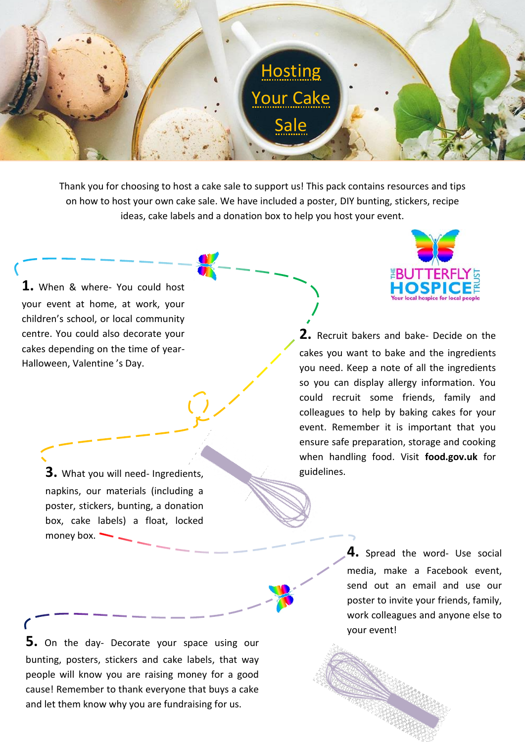# Hosting Your Cake Sale

Thank you for choosing to host a cake sale to support us! This pack contains resources and tips on how to host your own cake sale. We have included a poster, DIY bunting, stickers, recipe ideas, cake labels and a donation box to help you host your event.

THE BUTTERFLY HOSPICE TRUST
Your local hospice for local people

**1.** When & where- You could host your event at home, at work, your children's school, or local community centre. You could also decorate your cakes depending on the time of year- Halloween, Valentine 's Day.

**2.** Recruit bakers and bake- Decide on the cakes you want to bake and the ingredients you need. Keep a note of all the ingredients so you can display allergy information. You could recruit some friends, family and colleagues to help by baking cakes for your event. Remember it is important that you ensure safe preparation, storage and cooking when handling food. Visit **food.gov.uk** for guidelines.

**3.** What you will need- Ingredients, napkins, our materials (including a poster, stickers, bunting, a donation box, cake labels) a float, locked money box.

**4.** Spread the word- Use social media, make a Facebook event, send out an email and use our poster to invite your friends, family, work colleagues and anyone else to your event!

**5.** On the day- Decorate your space using our bunting, posters, stickers and cake labels, that way people will know you are raising money for a good cause! Remember to thank everyone that buys a cake and let them know why you are fundraising for us.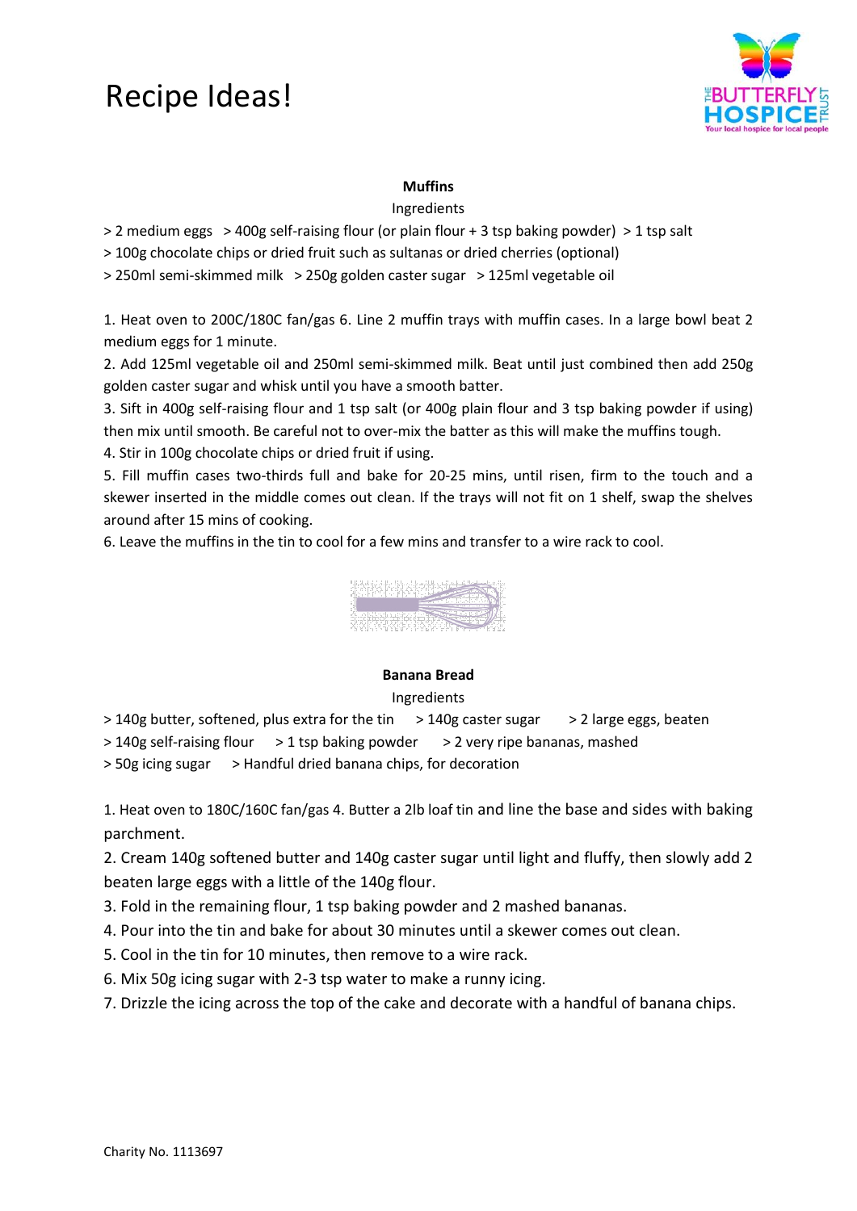# Recipe Ideas!

### Muffins

Ingredients

> 2 medium eggs > 400g self-raising flour (or plain flour + 3 tsp baking powder) > 1 tsp salt
> 100g chocolate chips or dried fruit such as sultanas or dried cherries (optional)
> 250ml semi-skimmed milk > 250g golden caster sugar > 125ml vegetable oil

1. Heat oven to 200C/180C fan/gas 6. Line 2 muffin trays with muffin cases. In a large bowl beat 2 medium eggs for 1 minute.
2. Add 125ml vegetable oil and 250ml semi-skimmed milk. Beat until just combined then add 250g golden caster sugar and whisk until you have a smooth batter.
3. Sift in 400g self-raising flour and 1 tsp salt (or 400g plain flour and 3 tsp baking powder if using) then mix until smooth. Be careful not to over-mix the batter as this will make the muffins tough.
4. Stir in 100g chocolate chips or dried fruit if using.
5. Fill muffin cases two-thirds full and bake for 20-25 mins, until risen, firm to the touch and a skewer inserted in the middle comes out clean. If the trays will not fit on 1 shelf, swap the shelves around after 15 mins of cooking.
6. Leave the muffins in the tin to cool for a few mins and transfer to a wire rack to cool.

### Banana Bread

Ingredients

> 140g butter, softened, plus extra for the tin > 140g caster sugar > 2 large eggs, beaten
> 140g self-raising flour > 1 tsp baking powder > 2 very ripe bananas, mashed
> 50g icing sugar > Handful dried banana chips, for decoration

1. Heat oven to 180C/160C fan/gas 4. Butter a 2lb loaf tin and line the base and sides with baking parchment.
2. Cream 140g softened butter and 140g caster sugar until light and fluffy, then slowly add 2 beaten large eggs with a little of the 140g flour.
3. Fold in the remaining flour, 1 tsp baking powder and 2 mashed bananas.
4. Pour into the tin and bake for about 30 minutes until a skewer comes out clean.
5. Cool in the tin for 10 minutes, then remove to a wire rack.
6. Mix 50g icing sugar with 2-3 tsp water to make a runny icing.
7. Drizzle the icing across the top of the cake and decorate with a handful of banana chips.

Charity No. 1113697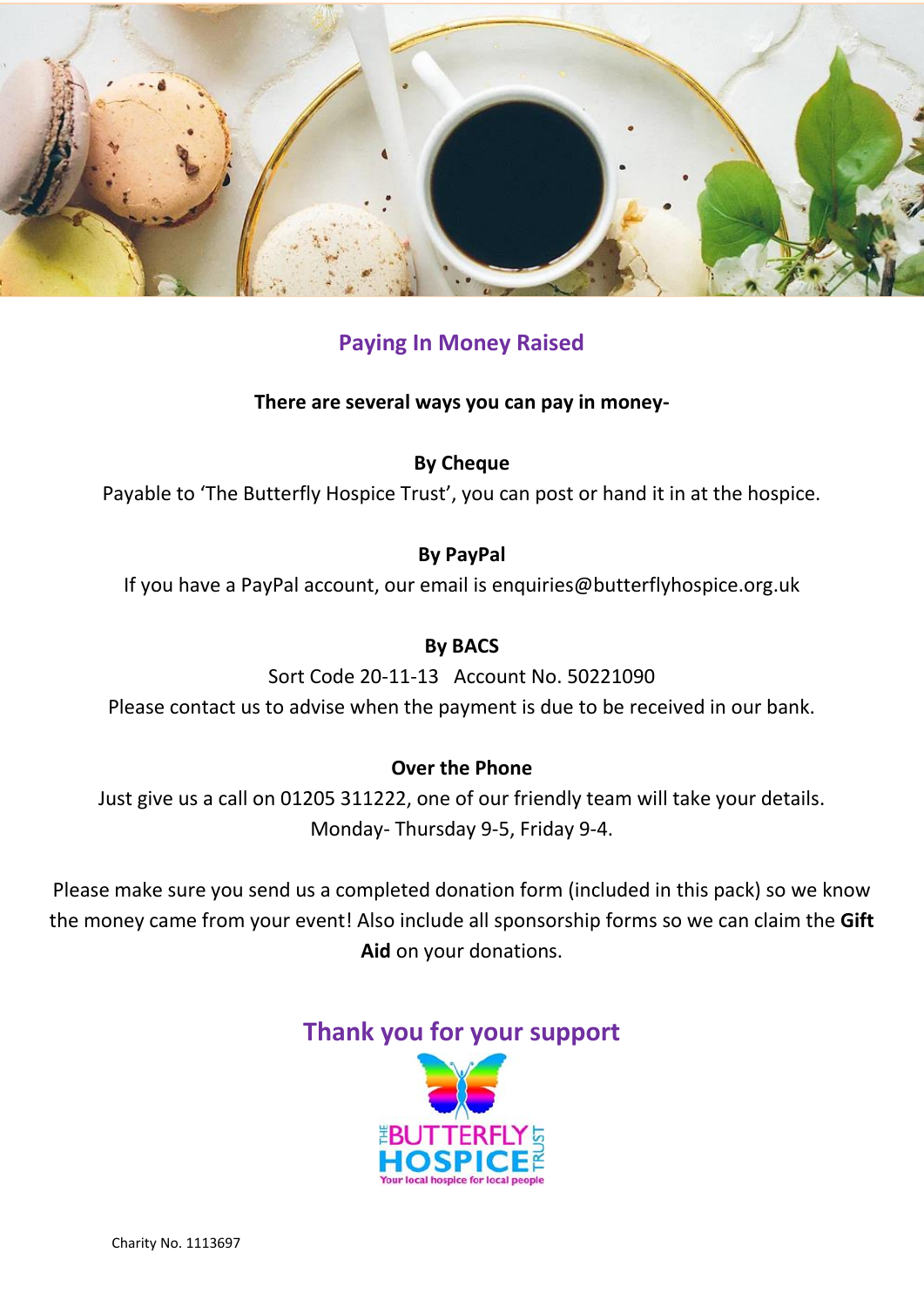## Paying In Money Raised

**There are several ways you can pay in money-**

**By Cheque**

Payable to 'The Butterfly Hospice Trust', you can post or hand it in at the hospice.

**By PayPal**

If you have a PayPal account, our email is enquiries@butterflyhospice.org.uk

**By BACS**

Sort Code 20-11-13 Account No. 50221090

Please contact us to advise when the payment is due to be received in our bank.

**Over the Phone**

Just give us a call on 01205 311222, one of our friendly team will take your details.

Monday- Thursday 9-5, Friday 9-4.

Please make sure you send us a completed donation form (included in this pack) so we know the money came from your event! Also include all sponsorship forms so we can claim the **Gift Aid** on your donations.

## Thank you for your support

THE BUTTERFLY HOSPICE TRUST

Your local hospice for local people

Charity No. 1113697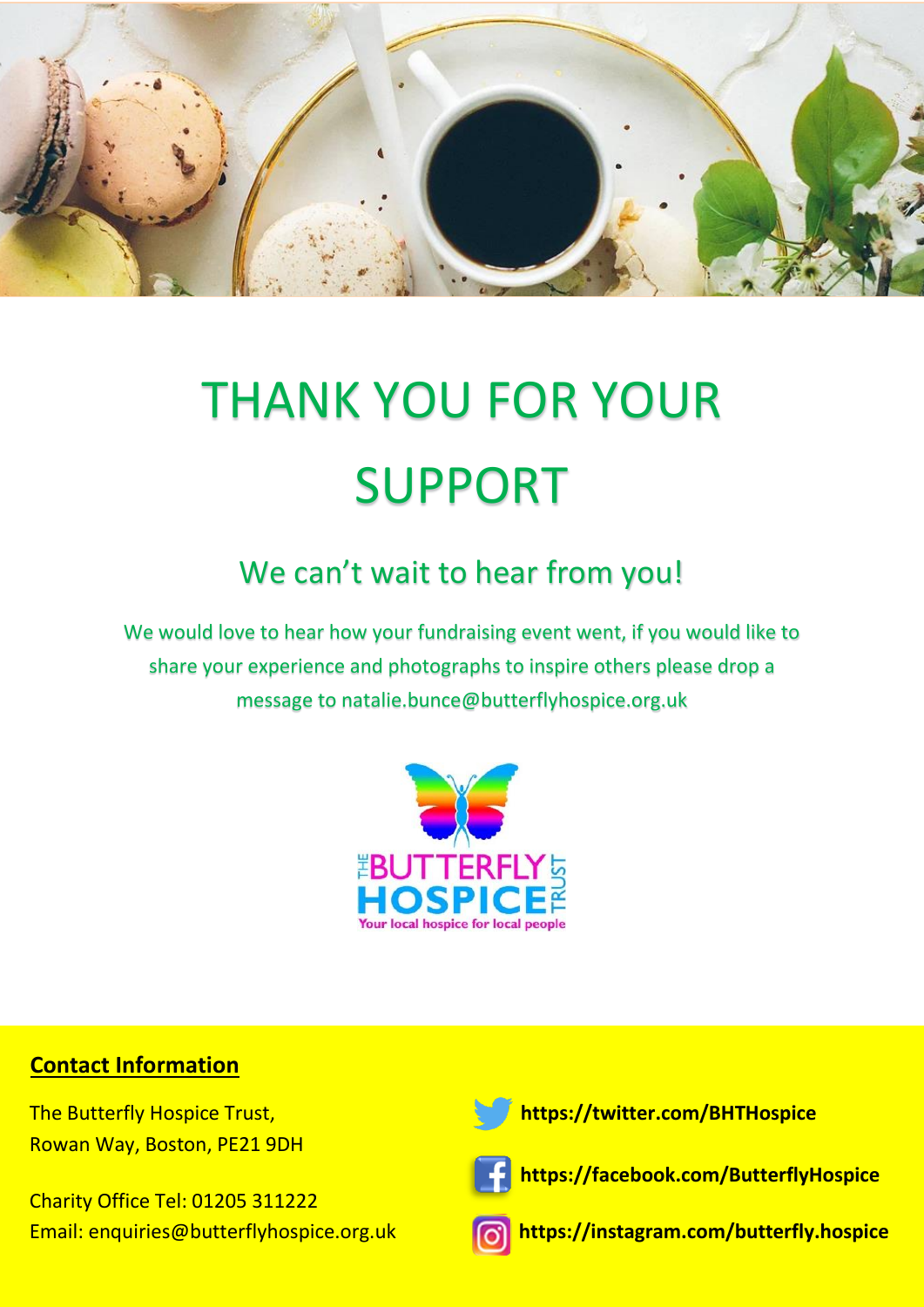# THANK YOU FOR YOUR SUPPORT

## We can't wait to hear from you!

We would love to hear how your fundraising event went, if you would like to share your experience and photographs to inspire others please drop a message to natalie.bunce@butterflyhospice.org.uk

THE BUTTERFLY HOSPICE TRUST
Your local hospice for local people

**Contact Information**

The Butterfly Hospice Trust,
Rowan Way, Boston, PE21 9DH

Charity Office Tel: 01205 311222
Email: enquiries@butterflyhospice.org.uk

**https://twitter.com/BHTHospice**

**https://facebook.com/ButterflyHospice**

**https://instagram.com/butterfly.hospice**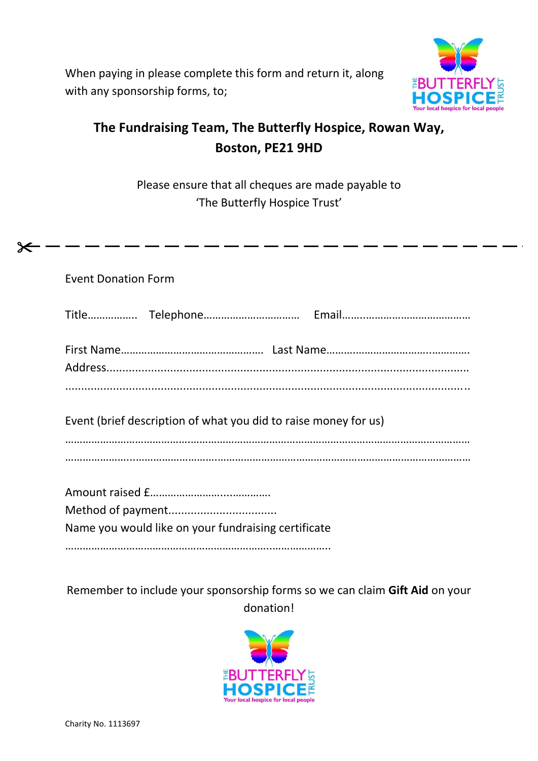When paying in please complete this form and return it, along with any sponsorship forms, to;

**The Fundraising Team, The Butterfly Hospice, Rowan Way, Boston, PE21 9HD**

Please ensure that all cheques are made payable to 'The Butterfly Hospice Trust'

---

Event Donation Form

Title…………….. Telephone…………………………… Email……………………………………

First Name………………………………………… Last Name………………………….…………
Address..................................................................................................................
..................................................................................................................

Event (brief description of what you did to raise money for us)
………………………………………………………………………………………………………………
………………………………………………………………………………………………………………

Amount raised £………………………...................
Method of payment.................................
Name you would like on your fundraising certificate
……………………………………………………………………………….

Remember to include your sponsorship forms so we can claim **Gift Aid** on your donation!

THE BUTTERFLY HOSPICE TRUST
Your local hospice for local people

Charity No. 1113697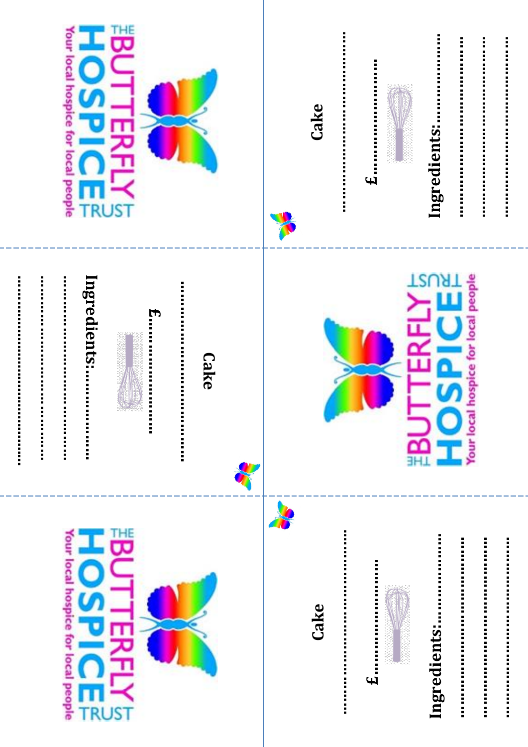THE BUTTERFLY HOSPICE TRUST
Your local hospice for local people

Cake

……………………………………

£…………………

Ingredients:………………

……………………………………

……………………………………

……………………………………

THE BUTTERFLY HOSPICE TRUST
Your local hospice for local people

Cake

……………………………………

£…………………

Ingredients:………………

……………………………………

……………………………………

……………………………………

THE BUTTERFLY HOSPICE TRUST
Your local hospice for local people

Cake

……………………………………

£…………………

Ingredients:………………

……………………………………

……………………………………

……………………………………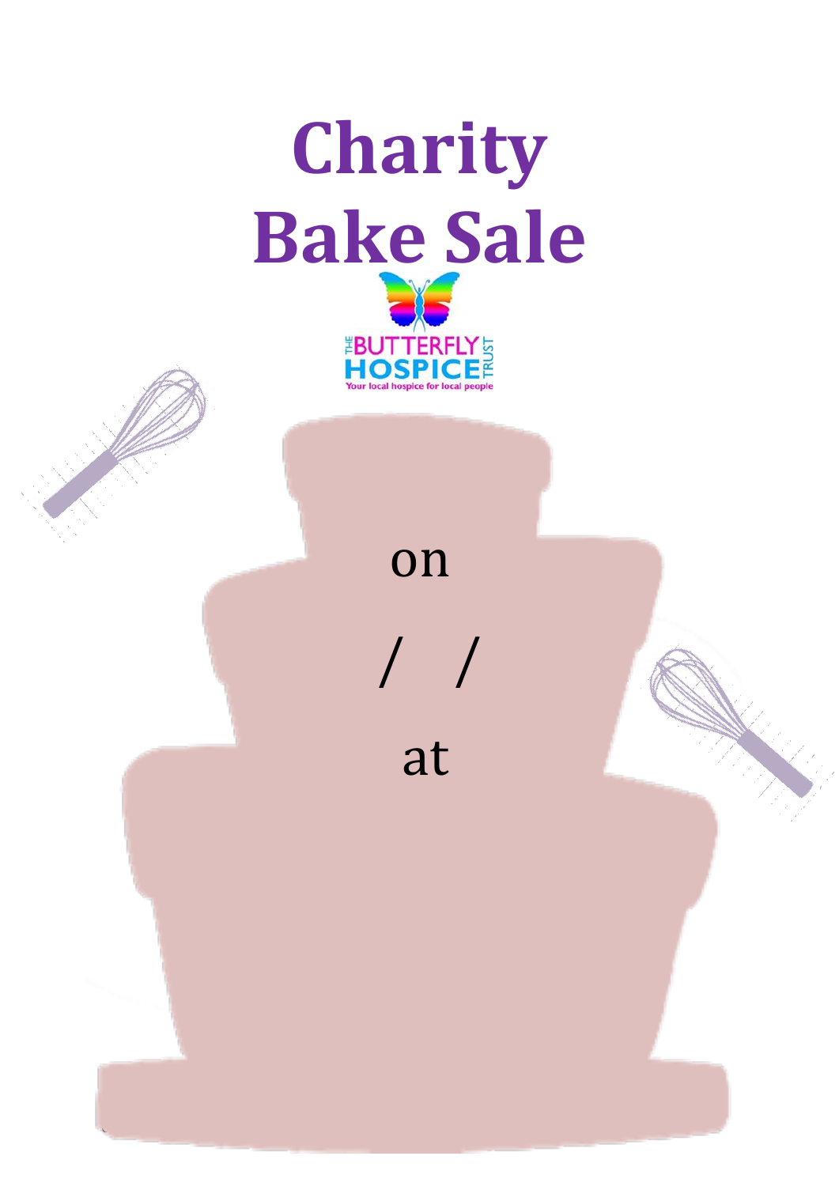# Charity Bake Sale

THE BUTTERFLY HOSPICE TRUST

Your local hospice for local people

on

/ /

at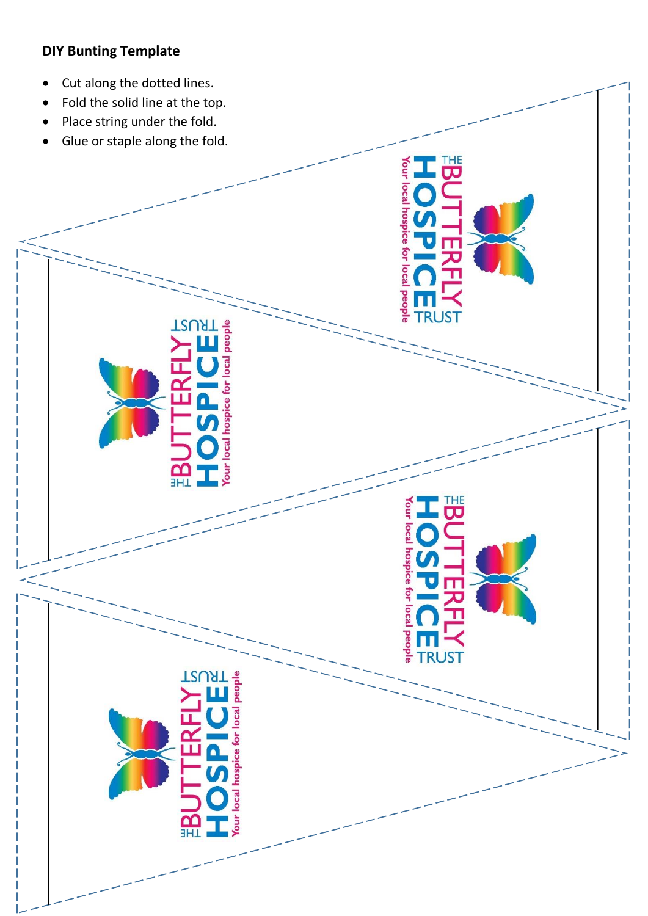**DIY Bunting Template**

- Cut along the dotted lines.
- Fold the solid line at the top.
- Place string under the fold.
- Glue or staple along the fold.

THE BUTTERFLY HOSPICE TRUST
Your local hospice for local people

THE BUTTERFLY HOSPICE TRUST
Your local hospice for local people

THE BUTTERFLY HOSPICE TRUST
Your local hospice for local people

THE BUTTERFLY HOSPICE TRUST
Your local hospice for local people